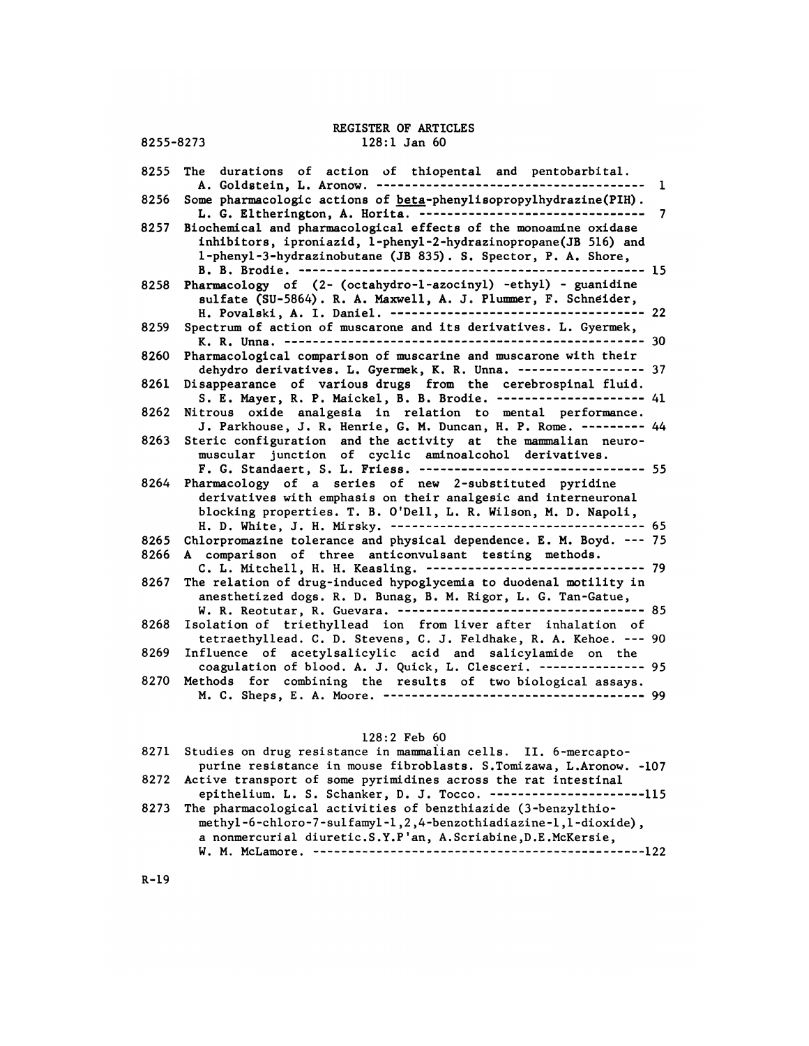# REGISTER OF ARTICLES

8255-8273

## 128:1 Jan 60

8255 The durations of action of thiopental and pentobarbital. A. Goldstein, L. Aronow. ---------------------------------------- 1

8256 Some pharmacologic actions of beta-phenylisopropylhydrazine(PIH). L. G. Eltherington, A. Horita. ---------------------------------- 7

8257 Biochemical and pharmacological effects of the monoamine oxidase inhibitors, iproniazid, 1-phenyl-2-hydrazinopropane(JB 516) and 1-phenyl-3-hydrazinobutane (JB 835). S. Spector, P. A. Shore, B. B. Brodie. ---------------------------------------------------- 15

8258 Pharmacology of (2- (octahydro-1-azocinyl) -ethyl) - guanidine sulfate (SU-5864). R. A. Maxwell, A. J. Plummer, F. Schneider, H. Povalski, A. I. Daniel. ------------------------------------ 22

8259 Spectrum of action of muscarone and its derivatives. L. Gyermek, K. R. Unna. ---------------------------------------------------- 30

8260 Pharmacological comparison of muscarine and muscarone with their dehydro derivatives. L. Gyermek, K. R. Unna. ------------------ 37

8261 Disappearance of various drugs from the cerebrospinal fluid. S. E. Mayer, R. P. Maickel, B. B. Brodie. --------------------- 41

8262 Nitrous oxide analgesia in relation to mental performance. J. Parkhouse, J. R. Henrie, G. M. Duncan, H. P. Rome. --------- 44

8263 Steric configuration and the activity at the mammalian neuromuscular junction of cyclic aminoalcohol derivatives. F. G. Standaert, S. L. Friess. ------------------------------- 55

8264 Pharmacology of a series of new 2-substituted pyridine derivatives with emphasis on their analgesic and interneuronal blocking properties. T. B. O'Dell, L. R. Wilson, M. D. Napoli, H. D. White, J. H. Mirsky. ------------------------------------ 65

8265 Chlorpromazine tolerance and physical dependence. E. M. Boyd. --- 75

8266 A comparison of three anticonvulsant testing methods. C. L. Mitchell, H. H. Keasling. ------------------------------- 79

8267 The relation of drug-induced hypoglycemia to duodenal motility in anesthetized dogs. R. D. Bunag, B. M. Rigor, L. G. Tan-Gatue, W. R. Reotutar, R. Guevara. ----------------------------------- 85

8268 Isolation of triethyllead ion from liver after inhalation of tetraethyllead. C. D. Stevens, C. J. Feldhake, R. A. Kehoe. --- 90

8269 Influence of acetylsalicylic acid and salicylamide on the coagulation of blood. A. J. Quick, L. Clesceri. --------------- 95

8270 Methods for combining the results of two biological assays. M. C. Sheps, E. A. Moore. ------------------------------------- 99

## 128:2 Feb 60

8271 Studies on drug resistance in mammalian cells. II. 6-mercaptopurine resistance in mouse fibroblasts. S.Tomizawa, L.Aronow. -107

8272 Active transport of some pyrimidines across the rat intestinal epithelium. L. S. Schanker, D. J. Tocco. ----------------------115

8273 The pharmacological activities of benzthiazide (3-benzylthiomethyl-6-chloro-7-sulfamyl-1,2,4-benzothiadiazine-1,1-dioxide), a nonmercurial diuretic.S.Y.P'an, A.Scriabine,D.E.McKersie, W. M. McLamore. -----------------------------------------------122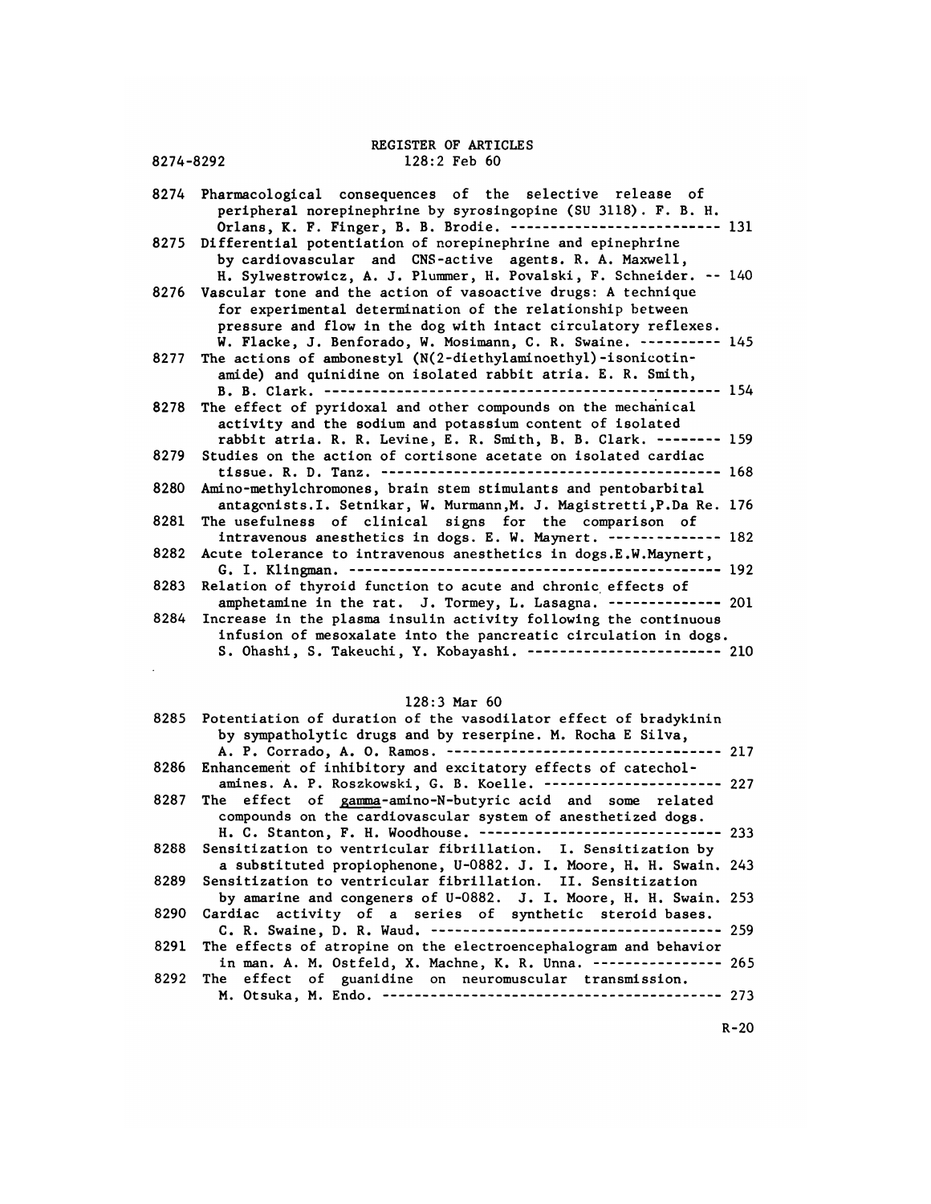# REGISTER OF ARTICLES

8274-8292

## 128:2 Feb 60

8274 Pharmacological consequences of the selective release of peripheral norepinephrine by syrosingopine (SU 3118). F. B. H. Orlans, K. F. Finger, B. B. Brodie. -------------------------- 131

8275 Differential potentiation of norepinephrine and epinephrine by cardiovascular and CNS-active agents. R. A. Maxwell, H. Sylwestrowicz, A. J. Plummer, H. Povalski, F. Schneider. -- 140

8276 Vascular tone and the action of vasoactive drugs: A technique for experimental determination of the relationship between pressure and flow in the dog with intact circulatory reflexes. W. Flacke, J. Benforado, W. Mosimann, C. R. Swaine. ---------- 145

8277 The actions of ambonestyl (N(2-diethylaminoethyl)-isonicotinamide) and quinidine on isolated rabbit atria. E. R. Smith, B. B. Clark. -------------------------------------------------- 154

8278 The effect of pyridoxal and other compounds on the mechanical activity and the sodium and potassium content of isolated rabbit atria. R. R. Levine, E. R. Smith, B. B. Clark. -------- 159

8279 Studies on the action of cortisone acetate on isolated cardiac tissue. R. D. Tanz. ------------------------------------------ 168

8280 Amino-methylchromones, brain stem stimulants and pentobarbital antagonists. I. Setnikar, W. Murmann, M. J. Magistretti, P. Da Re. 176

8281 The usefulness of clinical signs for the comparison of intravenous anesthetics in dogs. E. W. Maynert. -------------- 182

8282 Acute tolerance to intravenous anesthetics in dogs. E. W. Maynert, G. I. Klingman. --------------------------------------------- 192

8283 Relation of thyroid function to acute and chronic effects of amphetamine in the rat. J. Tormey, L. Lasagna. -------------- 201

8284 Increase in the plasma insulin activity following the continuous infusion of mesoxalate into the pancreatic circulation in dogs. S. Ohashi, S. Takeuchi, Y. Kobayashi. ------------------------ 210

## 128:3 Mar 60

8285 Potentiation of duration of the vasodilator effect of bradykinin by sympatholytic drugs and by reserpine. M. Rocha E Silva, A. P. Corrado, A. O. Ramos. ---------------------------------- 217

8286 Enhancement of inhibitory and excitatory effects of catecholamines. A. P. Roszkowski, G. B. Koelle. ---------------------- 227

8287 The effect of gamma-amino-N-butyric acid and some related compounds on the cardiovascular system of anesthetized dogs. H. C. Stanton, F. H. Woodhouse. ------------------------------ 233

8288 Sensitization to ventricular fibrillation. I. Sensitization by a substituted propiophenone, U-0882. J. I. Moore, H. H. Swain. 243

8289 Sensitization to ventricular fibrillation. II. Sensitization by amarine and congeners of U-0882. J. I. Moore, H. H. Swain. 253

8290 Cardiac activity of a series of synthetic steroid bases. C. R. Swaine, D. R. Waud. -------------------------------------- 259

8291 The effects of atropine on the electroencephalogram and behavior in man. A. M. Ostfeld, X. Machne, K. R. Unna. ---------------- 265

8292 The effect of guanidine on neuromuscular transmission. M. Otsuka, M. Endo. ----------------------------------------- 273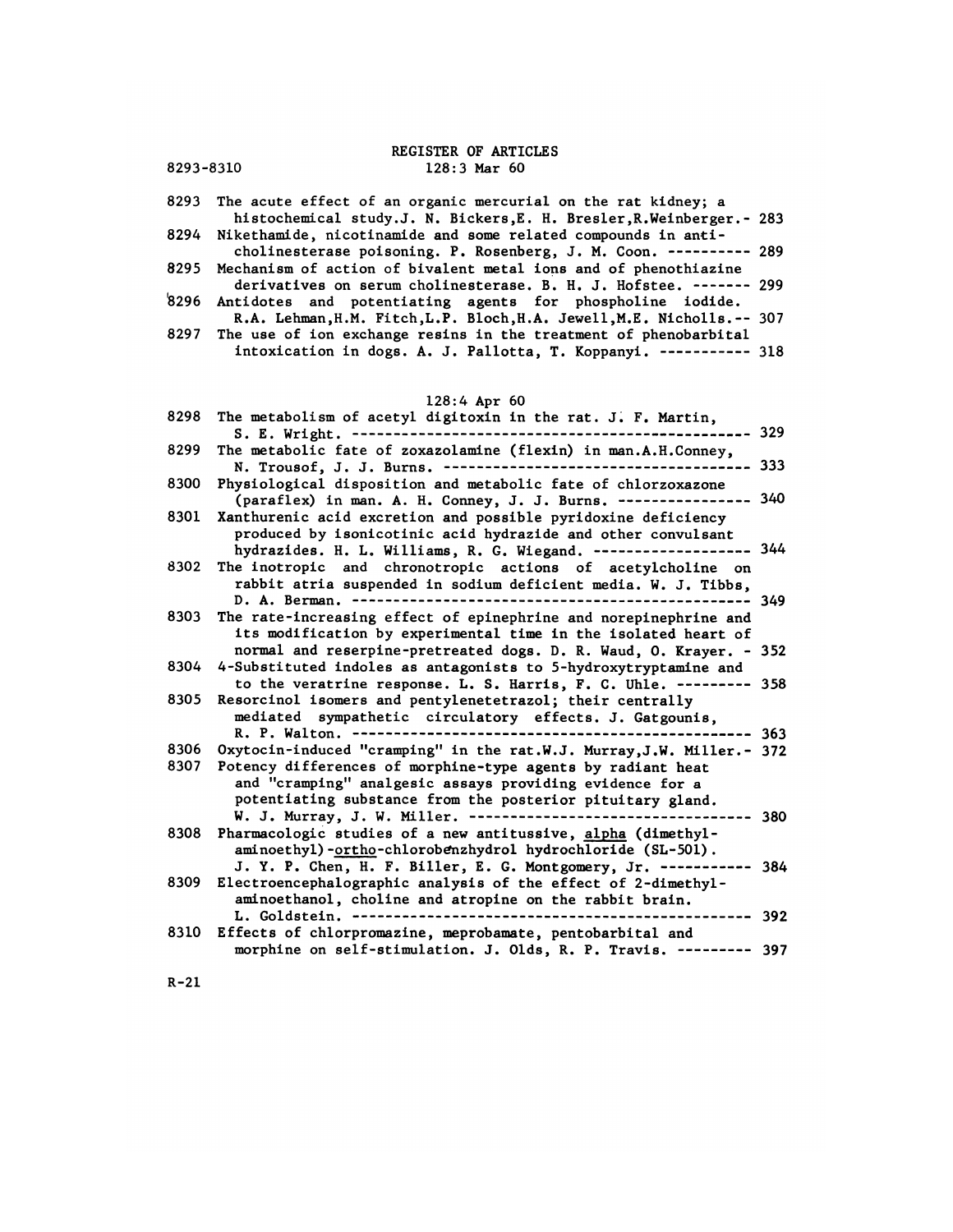# REGISTER OF ARTICLES

8293-8310

## 128:3 Mar 60

8293 The acute effect of an organic mercurial on the rat kidney; a histochemical study. J. N. Bickers, E. H. Bresler, R. Weinberger.- 283

8294 Nikethamide, nicotinamide and some related compounds in anti-cholinesterase poisoning. P. Rosenberg, J. M. Coon. ---------- 289

8295 Mechanism of action of bivalent metal ions and of phenothiazine derivatives on serum cholinesterase. B. H. J. Hofstee. ------- 299

8296 Antidotes and potentiating agents for phospholine iodide. R.A. Lehman, H.M. Fitch, L.P. Bloch, H.A. Jewell, M.E. Nicholls.-- 307

8297 The use of ion exchange resins in the treatment of phenobarbital intoxication in dogs. A. J. Pallotta, T. Koppanyi. ----------- 318

## 128:4 Apr 60

8298 The metabolism of acetyl digitoxin in the rat. J. F. Martin, S. E. Wright. ------------------------------------------------ 329

8299 The metabolic fate of zoxazolamine (flexin) in man. A.H. Conney, N. Trousof, J. J. Burns. ------------------------------------ 333

8300 Physiological disposition and metabolic fate of chlorzoxazone (paraflex) in man. A. H. Conney, J. J. Burns. ---------------- 340

8301 Xanthurenic acid excretion and possible pyridoxine deficiency produced by isonicotinic acid hydrazide and other convulsant hydrazides. H. L. Williams, R. G. Wiegand. ------------------- 344

8302 The inotropic and chronotropic actions of acetylcholine on rabbit atria suspended in sodium deficient media. W. J. Tibbs, D. A. Berman. ------------------------------------------------ 349

8303 The rate-increasing effect of epinephrine and norepinephrine and its modification by experimental time in the isolated heart of normal and reserpine-pretreated dogs. D. R. Waud, O. Krayer. - 352

8304 4-Substituted indoles as antagonists to 5-hydroxytryptamine and to the veratrine response. L. S. Harris, F. C. Uhle. --------- 358

8305 Resorcinol isomers and pentylenetetrazol; their centrally mediated sympathetic circulatory effects. J. Gatgounis, R. P. Walton. ------------------------------------------------ 363

8306 Oxytocin-induced "cramping" in the rat. W.J. Murray, J.W. Miller.- 372

8307 Potency differences of morphine-type agents by radiant heat and "cramping" analgesic assays providing evidence for a potentiating substance from the posterior pituitary gland. W. J. Murray, J. W. Miller. ---------------------------------- 380

8308 Pharmacologic studies of a new antitussive, <u>alpha</u> (dimethyl-aminoethyl)-<u>ortho</u>-chlorobenzhydrol hydrochloride (SL-501). J. Y. P. Chen, H. F. Biller, E. G. Montgomery, Jr. ----------- 384

8309 Electroencephalographic analysis of the effect of 2-dimethyl-aminoethanol, choline and atropine on the rabbit brain. L. Goldstein. ------------------------------------------------ 392

8310 Effects of chlorpromazine, meprobamate, pentobarbital and morphine on self-stimulation. J. Olds, R. P. Travis. --------- 397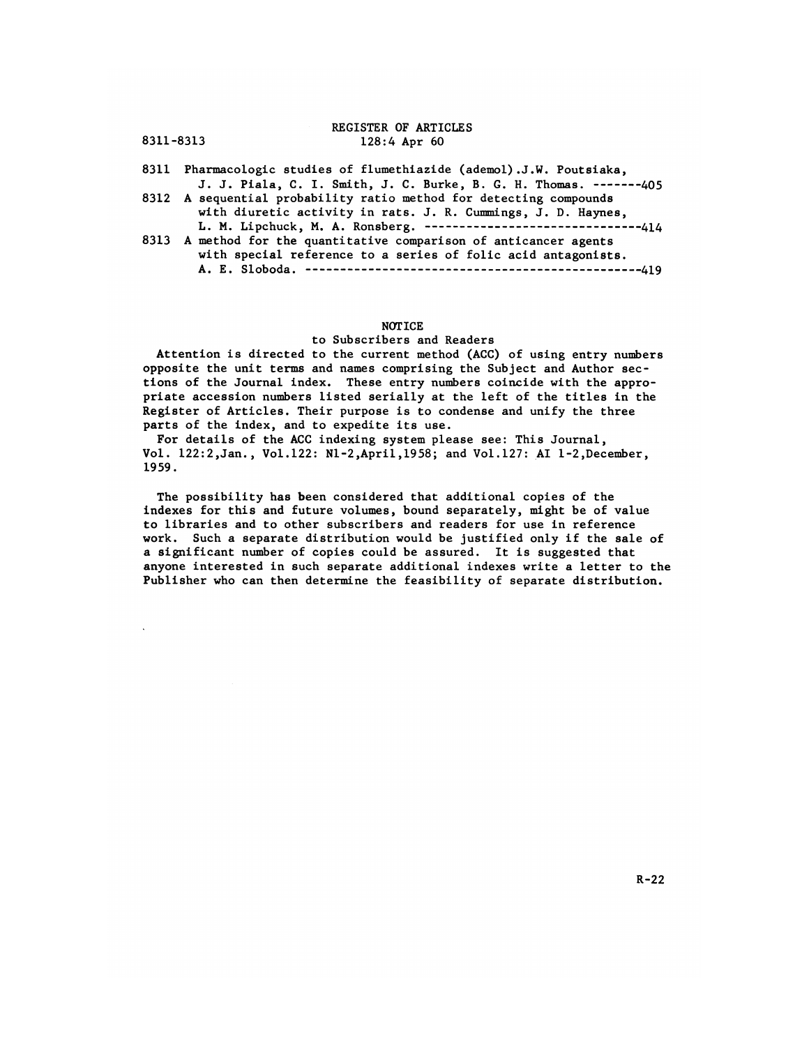# REGISTER OF ARTICLES

8311-8313 128:4 Apr 60

8311 Pharmacologic studies of flumethiazide (ademol).J.W. Poutsiaka, J. J. Piala, C. I. Smith, J. C. Burke, B. G. H. Thomas. -------405

8312 A sequential probability ratio method for detecting compounds with diuretic activity in rats. J. R. Cummings, J. D. Haynes, L. M. Lipchuck, M. A. Ronsberg. -------------------------------414

8313 A method for the quantitative comparison of anticancer agents with special reference to a series of folic acid antagonists. A. E. Sloboda. ------------------------------------------------419

## NOTICE

### to Subscribers and Readers

Attention is directed to the current method (ACC) of using entry numbers opposite the unit terms and names comprising the Subject and Author sections of the Journal index. These entry numbers coincide with the appropriate accession numbers listed serially at the left of the titles in the Register of Articles. Their purpose is to condense and unify the three parts of the index, and to expedite its use.

For details of the ACC indexing system please see: This Journal, Vol. 122:2,Jan., Vol.122: N1-2,April,1958; and Vol.127: AI 1-2,December, 1959.

The possibility has been considered that additional copies of the indexes for this and future volumes, bound separately, might be of value to libraries and to other subscribers and readers for use in reference work. Such a separate distribution would be justified only if the sale of a significant number of copies could be assured. It is suggested that anyone interested in such separate additional indexes write a letter to the Publisher who can then determine the feasibility of separate distribution.